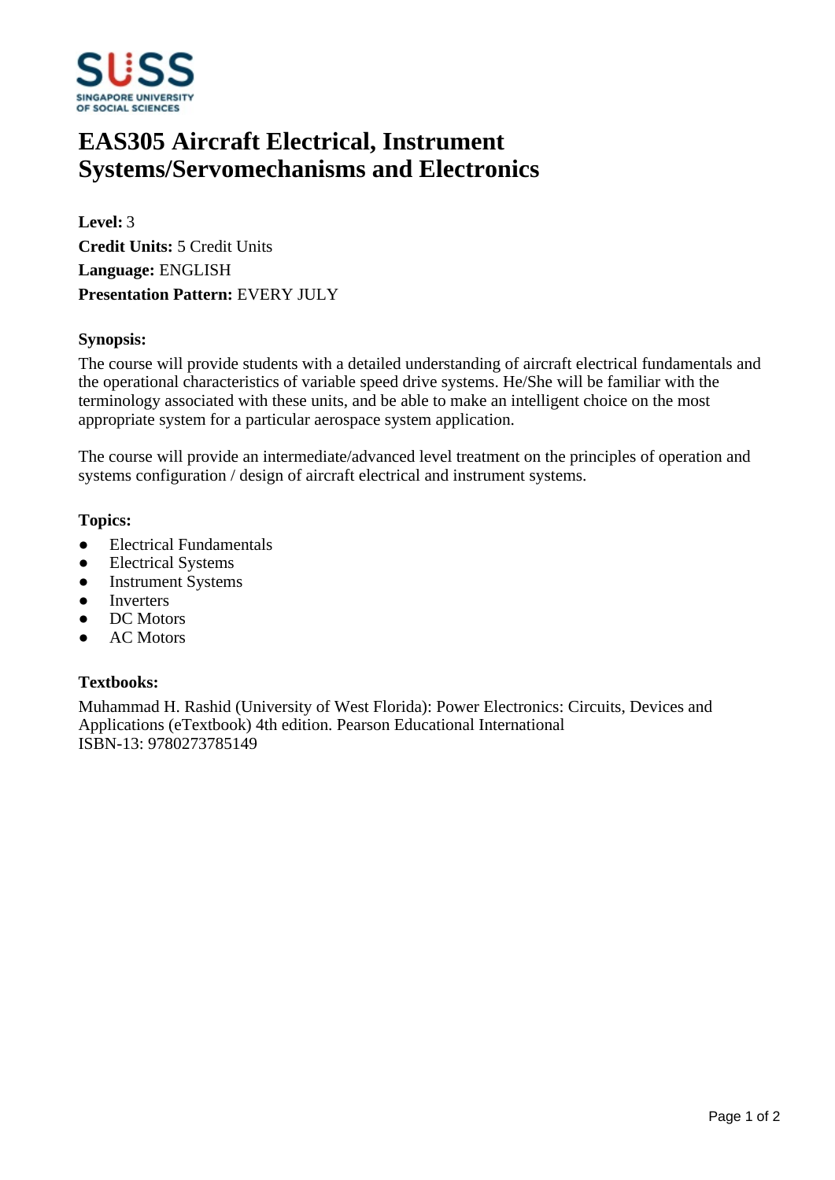# EAS305 Aircraft Electrical, Instrument Systems/Servomechanisms and Electronics

**Level:** 3
**Credit Units:** 5 Credit Units
**Language:** ENGLISH
**Presentation Pattern:** EVERY JULY

### Synopsis:

The course will provide students with a detailed understanding of aircraft electrical fundamentals and the operational characteristics of variable speed drive systems. He/She will be familiar with the terminology associated with these units, and be able to make an intelligent choice on the most appropriate system for a particular aerospace system application.

The course will provide an intermediate/advanced level treatment on the principles of operation and systems configuration / design of aircraft electrical and instrument systems.

### Topics:

- Electrical Fundamentals
- Electrical Systems
- Instrument Systems
- Inverters
- DC Motors
- AC Motors

### Textbooks:

Muhammad H. Rashid (University of West Florida): Power Electronics: Circuits, Devices and Applications (eTextbook) 4th edition. Pearson Educational International
ISBN-13: 9780273785149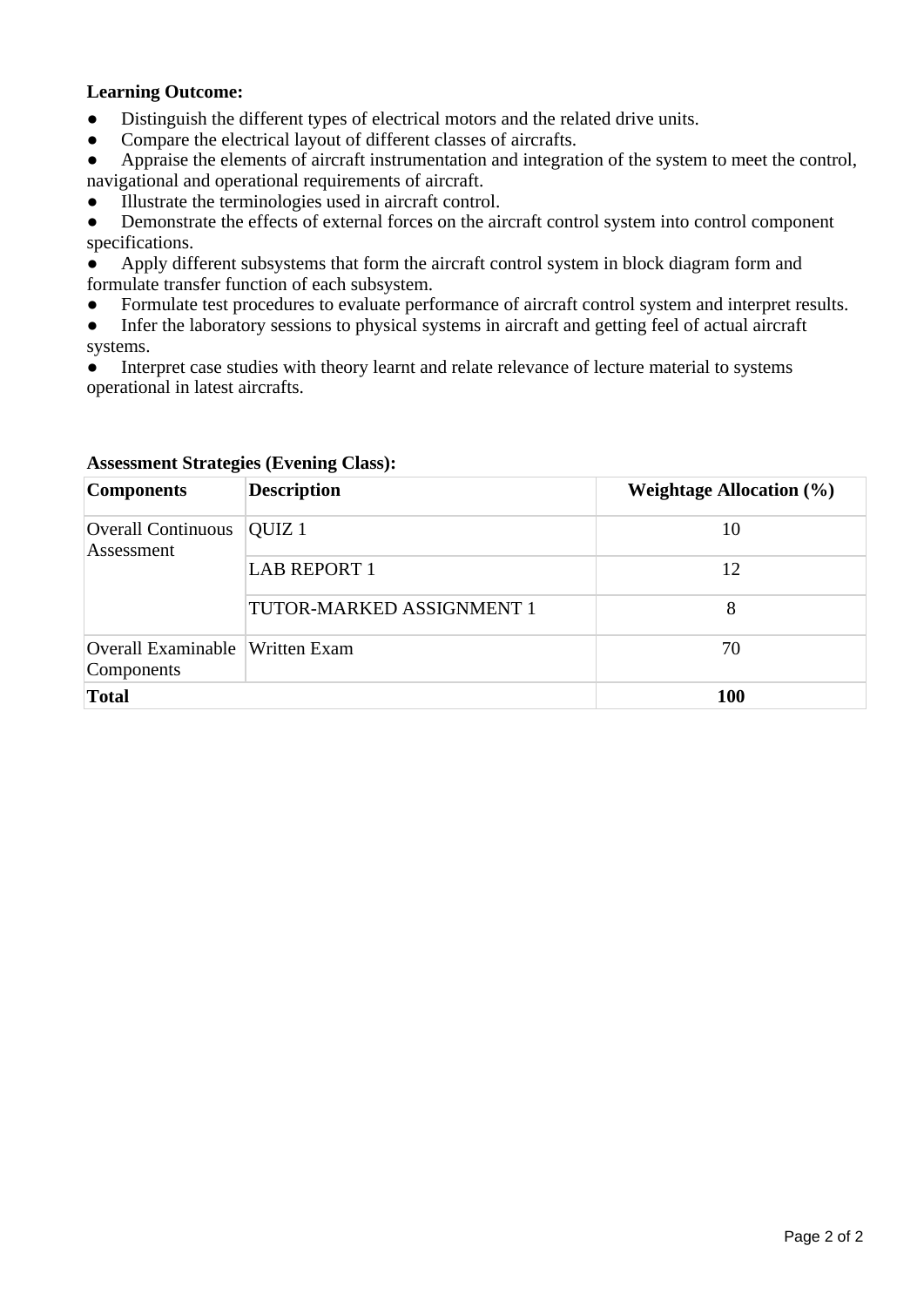**Learning Outcome:**

- Distinguish the different types of electrical motors and the related drive units.
- Compare the electrical layout of different classes of aircrafts.
- Appraise the elements of aircraft instrumentation and integration of the system to meet the control, navigational and operational requirements of aircraft.
- Illustrate the terminologies used in aircraft control.
- Demonstrate the effects of external forces on the aircraft control system into control component specifications.
- Apply different subsystems that form the aircraft control system in block diagram form and formulate transfer function of each subsystem.
- Formulate test procedures to evaluate performance of aircraft control system and interpret results.
- Infer the laboratory sessions to physical systems in aircraft and getting feel of actual aircraft systems.
- Interpret case studies with theory learnt and relate relevance of lecture material to systems operational in latest aircrafts.

**Assessment Strategies (Evening Class):**

| Components | Description | Weightage Allocation (%) |
|---|---|---|
| Overall Continuous Assessment | QUIZ 1 | 10 |
| | LAB REPORT 1 | 12 |
| | TUTOR-MARKED ASSIGNMENT 1 | 8 |
| Overall Examinable Components | Written Exam | 70 |
| **Total** | | **100** |